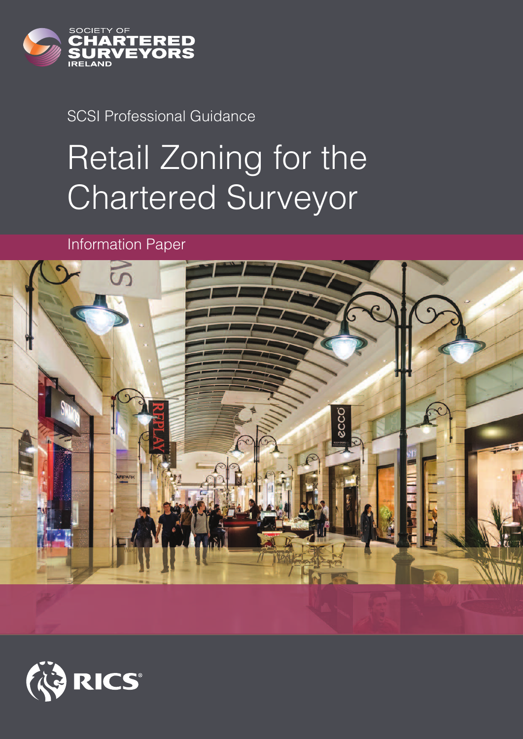SOCIETY OF CHARTERED SURVEYORS IRELAND

SCSI Professional Guidance

# Retail Zoning for the Chartered Surveyor

## Information Paper

RICS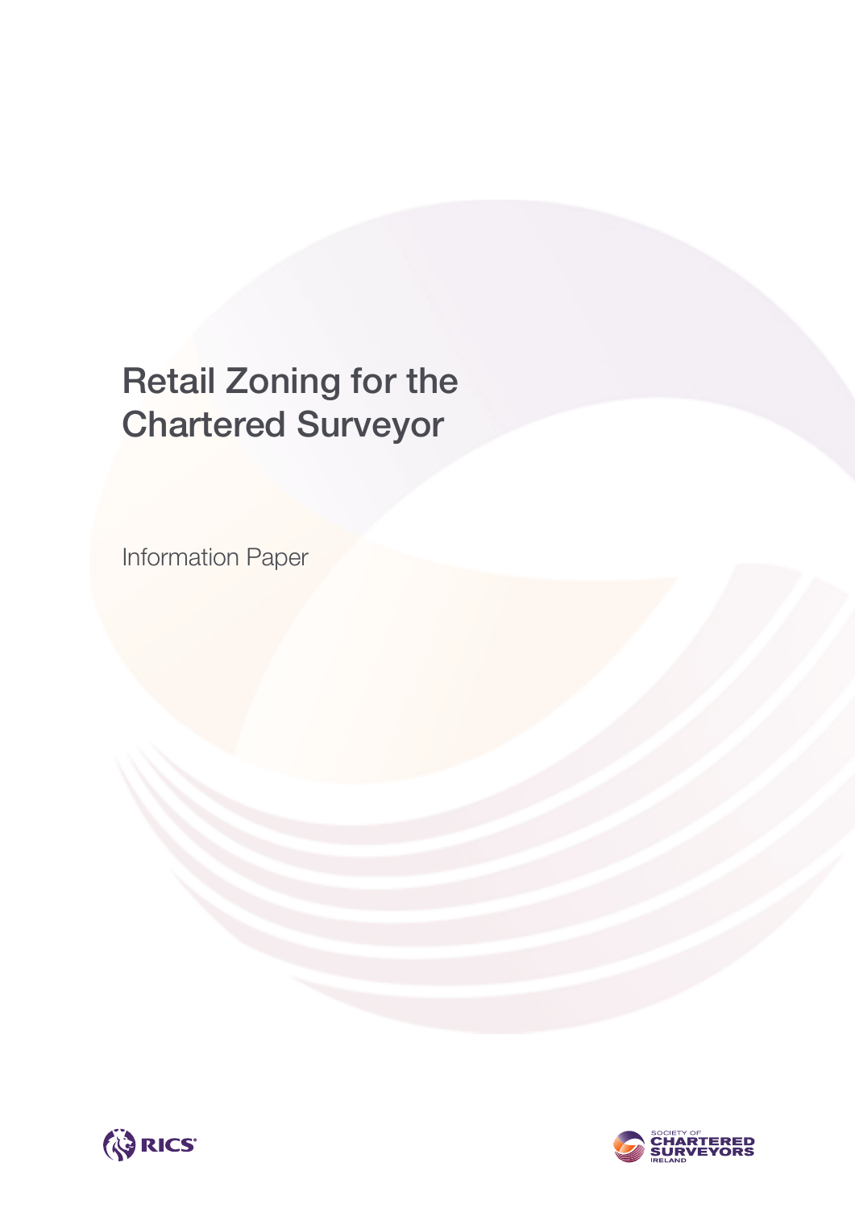# Retail Zoning for the Chartered Surveyor

Information Paper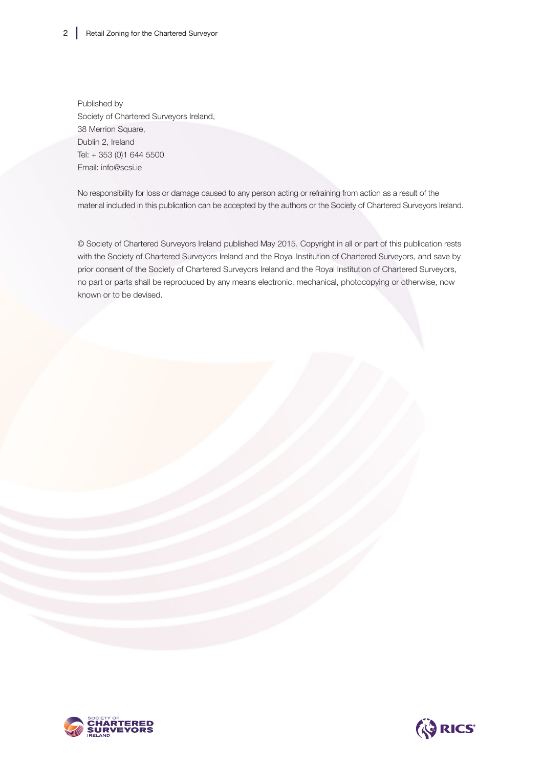Published by
Society of Chartered Surveyors Ireland,
38 Merrion Square,
Dublin 2, Ireland
Tel: + 353 (0)1 644 5500
Email: info@scsi.ie

No responsibility for loss or damage caused to any person acting or refraining from action as a result of the material included in this publication can be accepted by the authors or the Society of Chartered Surveyors Ireland.

© Society of Chartered Surveyors Ireland published May 2015. Copyright in all or part of this publication rests with the Society of Chartered Surveyors Ireland and the Royal Institution of Chartered Surveyors, and save by prior consent of the Society of Chartered Surveyors Ireland and the Royal Institution of Chartered Surveyors, no part or parts shall be reproduced by any means electronic, mechanical, photocopying or otherwise, now known or to be devised.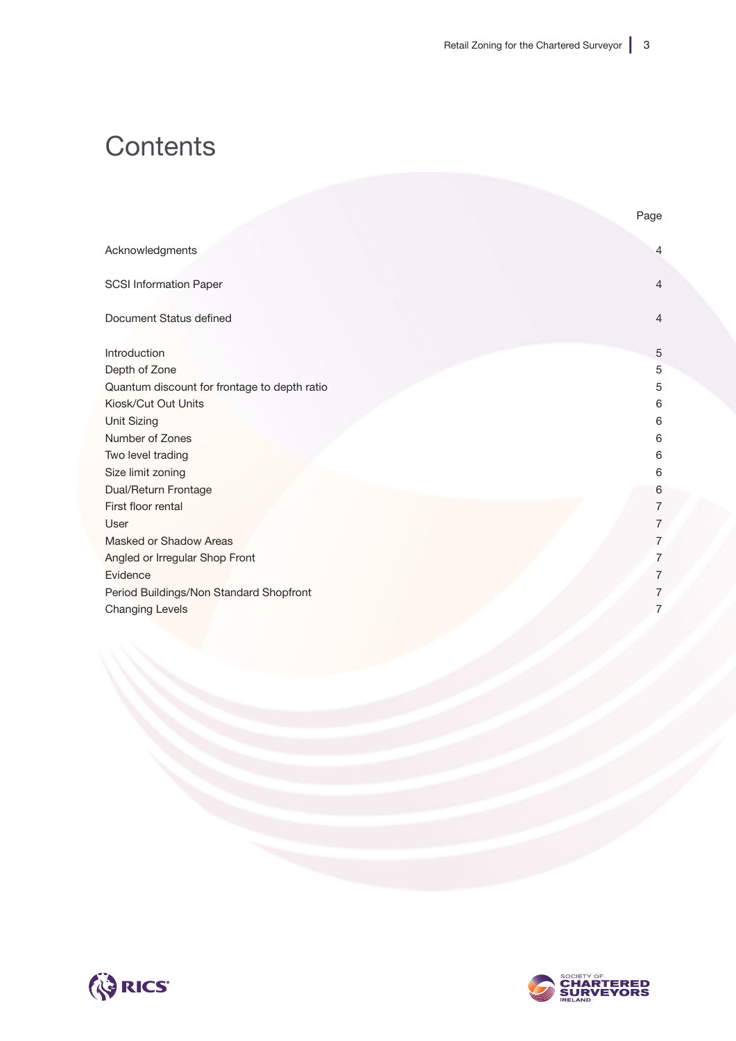# Contents

| | Page |
|---|---|
| Acknowledgments | 4 |
| SCSI Information Paper | 4 |
| Document Status defined | 4 |
| Introduction | 5 |
| Depth of Zone | 5 |
| Quantum discount for frontage to depth ratio | 5 |
| Kiosk/Cut Out Units | 6 |
| Unit Sizing | 6 |
| Number of Zones | 6 |
| Two level trading | 6 |
| Size limit zoning | 6 |
| Dual/Return Frontage | 6 |
| First floor rental | 7 |
| User | 7 |
| Masked or Shadow Areas | 7 |
| Angled or Irregular Shop Front | 7 |
| Evidence | 7 |
| Period Buildings/Non Standard Shopfront | 7 |
| Changing Levels | 7 |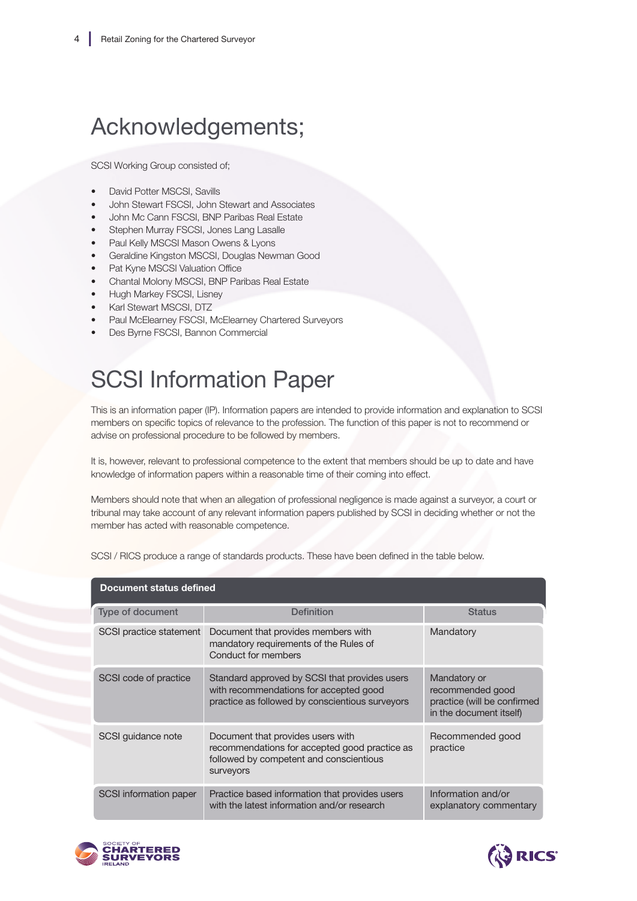# Acknowledgements;

SCSI Working Group consisted of;

- David Potter MSCSI, Savills
- John Stewart FSCSI, John Stewart and Associates
- John Mc Cann FSCSI, BNP Paribas Real Estate
- Stephen Murray FSCSI, Jones Lang Lasalle
- Paul Kelly MSCSI Mason Owens & Lyons
- Geraldine Kingston MSCSI, Douglas Newman Good
- Pat Kyne MSCSI Valuation Office
- Chantal Molony MSCSI, BNP Paribas Real Estate
- Hugh Markey FSCSI, Lisney
- Karl Stewart MSCSI, DTZ
- Paul McElearney FSCSI, McElearney Chartered Surveyors
- Des Byrne FSCSI, Bannon Commercial

# SCSI Information Paper

This is an information paper (IP). Information papers are intended to provide information and explanation to SCSI members on specific topics of relevance to the profession. The function of this paper is not to recommend or advise on professional procedure to be followed by members.

It is, however, relevant to professional competence to the extent that members should be up to date and have knowledge of information papers within a reasonable time of their coming into effect.

Members should note that when an allegation of professional negligence is made against a surveyor, a court or tribunal may take account of any relevant information papers published by SCSI in deciding whether or not the member has acted with reasonable competence.

SCSI / RICS produce a range of standards products. These have been defined in the table below.

**Document status defined**

| Type of document | Definition | Status |
|---|---|---|
| SCSI practice statement | Document that provides members with mandatory requirements of the Rules of Conduct for members | Mandatory |
| SCSI code of practice | Standard approved by SCSI that provides users with recommendations for accepted good practice as followed by conscientious surveyors | Mandatory or recommended good practice (will be confirmed in the document itself) |
| SCSI guidance note | Document that provides users with recommendations for accepted good practice as followed by competent and conscientious surveyors | Recommended good practice |
| SCSI information paper | Practice based information that provides users with the latest information and/or research | Information and/or explanatory commentary |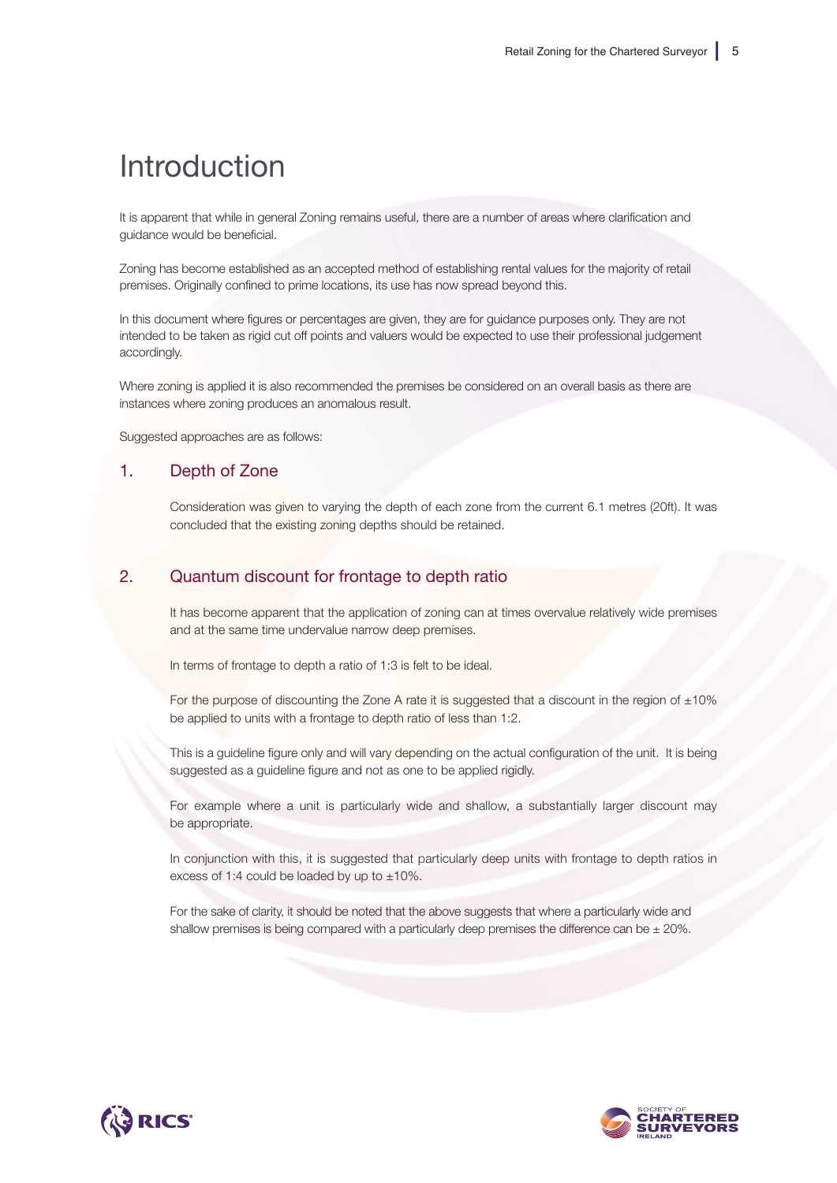# Introduction

It is apparent that while in general Zoning remains useful, there are a number of areas where clarification and guidance would be beneficial.

Zoning has become established as an accepted method of establishing rental values for the majority of retail premises. Originally confined to prime locations, its use has now spread beyond this.

In this document where figures or percentages are given, they are for guidance purposes only. They are not intended to be taken as rigid cut off points and valuers would be expected to use their professional judgement accordingly.

Where zoning is applied it is also recommended the premises be considered on an overall basis as there are instances where zoning produces an anomalous result.

Suggested approaches are as follows:

## 1. Depth of Zone

Consideration was given to varying the depth of each zone from the current 6.1 metres (20ft). It was concluded that the existing zoning depths should be retained.

## 2. Quantum discount for frontage to depth ratio

It has become apparent that the application of zoning can at times overvalue relatively wide premises and at the same time undervalue narrow deep premises.

In terms of frontage to depth a ratio of 1:3 is felt to be ideal.

For the purpose of discounting the Zone A rate it is suggested that a discount in the region of ±10% be applied to units with a frontage to depth ratio of less than 1:2.

This is a guideline figure only and will vary depending on the actual configuration of the unit. It is being suggested as a guideline figure and not as one to be applied rigidly.

For example where a unit is particularly wide and shallow, a substantially larger discount may be appropriate.

In conjunction with this, it is suggested that particularly deep units with frontage to depth ratios in excess of 1:4 could be loaded by up to ±10%.

For the sake of clarity, it should be noted that the above suggests that where a particularly wide and shallow premises is being compared with a particularly deep premises the difference can be ± 20%.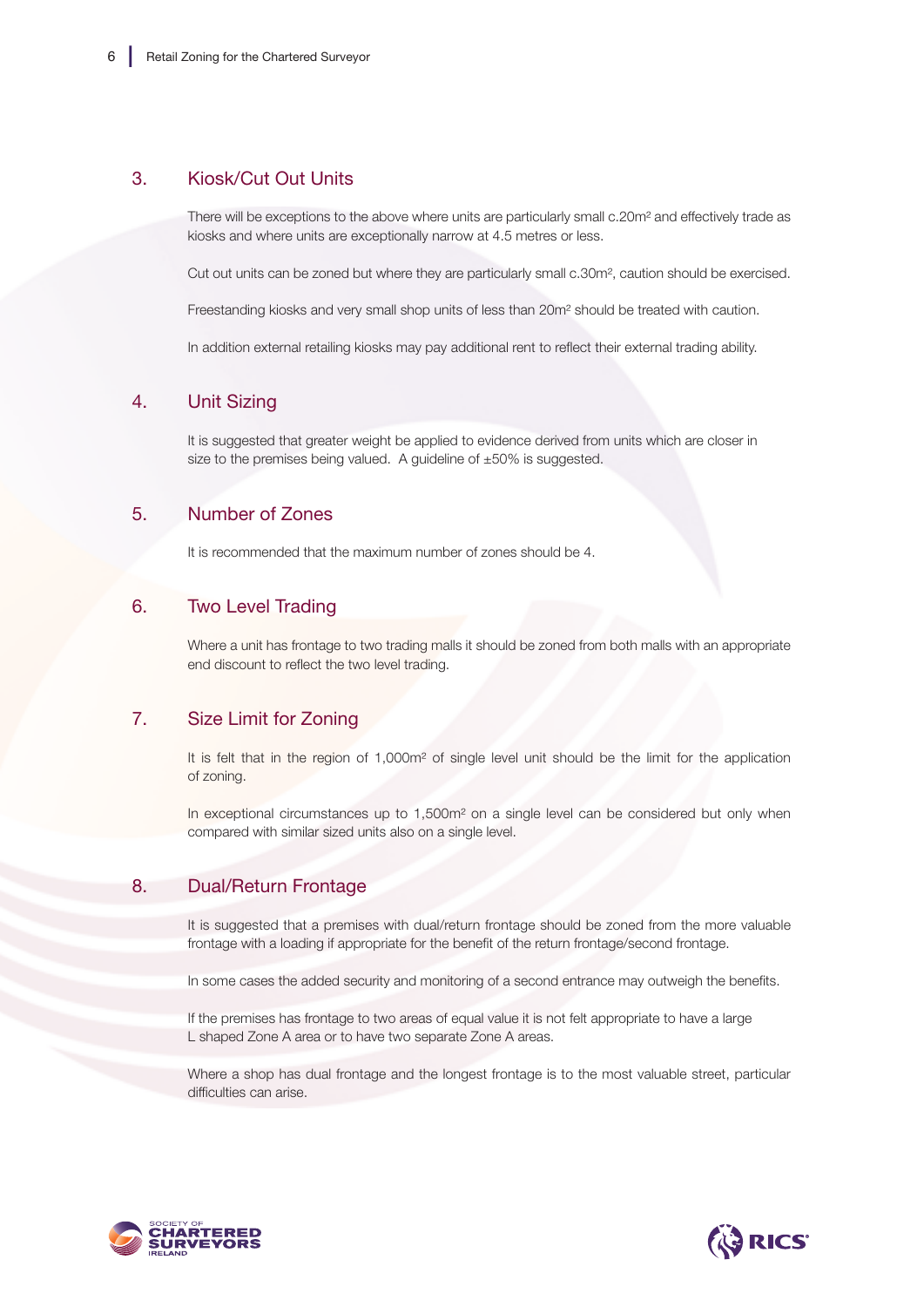## 3. Kiosk/Cut Out Units

There will be exceptions to the above where units are particularly small c.20m² and effectively trade as kiosks and where units are exceptionally narrow at 4.5 metres or less.

Cut out units can be zoned but where they are particularly small c.30m², caution should be exercised.

Freestanding kiosks and very small shop units of less than 20m² should be treated with caution.

In addition external retailing kiosks may pay additional rent to reflect their external trading ability.

## 4. Unit Sizing

It is suggested that greater weight be applied to evidence derived from units which are closer in size to the premises being valued. A guideline of ±50% is suggested.

## 5. Number of Zones

It is recommended that the maximum number of zones should be 4.

## 6. Two Level Trading

Where a unit has frontage to two trading malls it should be zoned from both malls with an appropriate end discount to reflect the two level trading.

## 7. Size Limit for Zoning

It is felt that in the region of 1,000m² of single level unit should be the limit for the application of zoning.

In exceptional circumstances up to 1,500m² on a single level can be considered but only when compared with similar sized units also on a single level.

## 8. Dual/Return Frontage

It is suggested that a premises with dual/return frontage should be zoned from the more valuable frontage with a loading if appropriate for the benefit of the return frontage/second frontage.

In some cases the added security and monitoring of a second entrance may outweigh the benefits.

If the premises has frontage to two areas of equal value it is not felt appropriate to have a large L shaped Zone A area or to have two separate Zone A areas.

Where a shop has dual frontage and the longest frontage is to the most valuable street, particular difficulties can arise.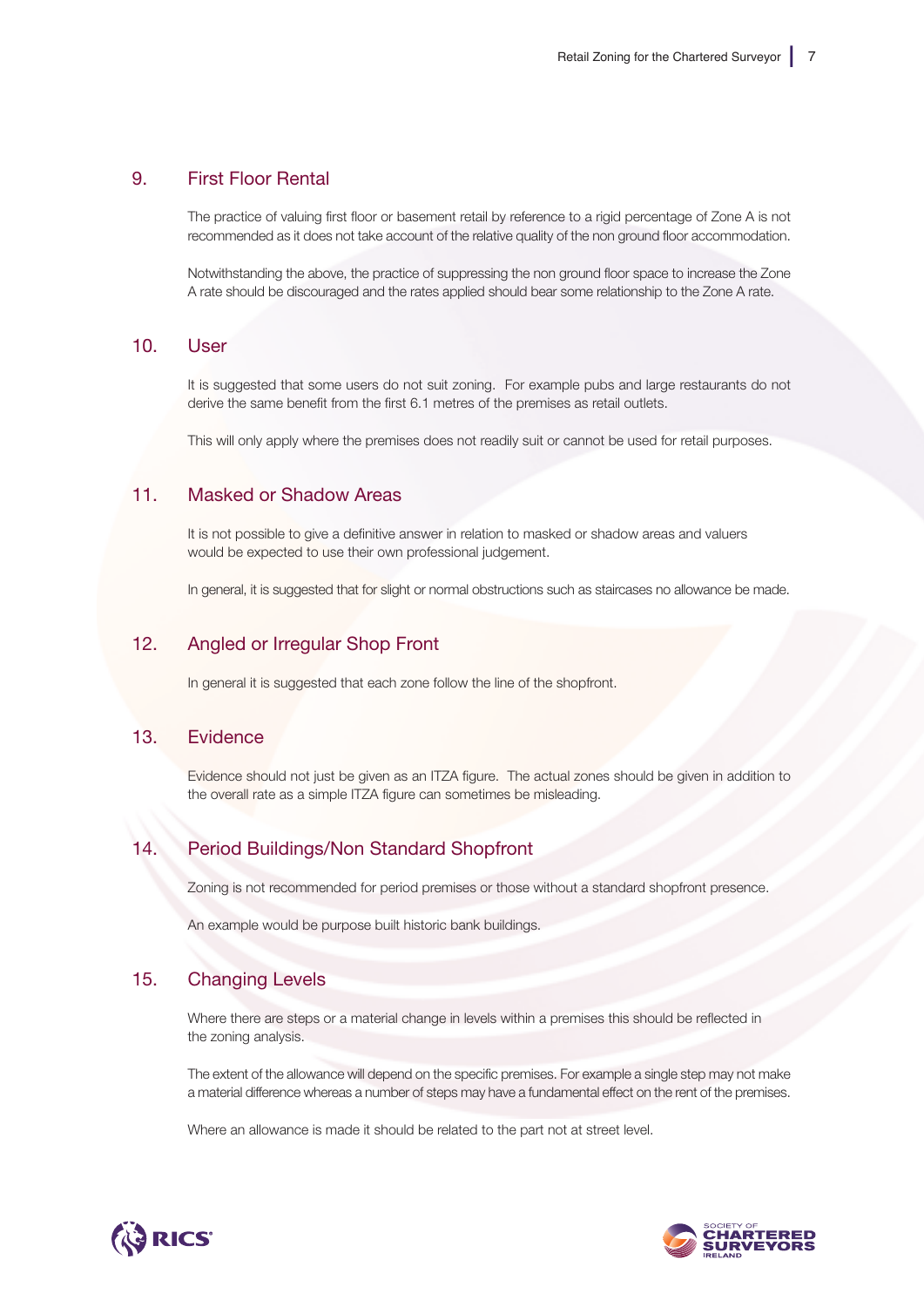## 9. First Floor Rental

The practice of valuing first floor or basement retail by reference to a rigid percentage of Zone A is not recommended as it does not take account of the relative quality of the non ground floor accommodation.

Notwithstanding the above, the practice of suppressing the non ground floor space to increase the Zone A rate should be discouraged and the rates applied should bear some relationship to the Zone A rate.

## 10. User

It is suggested that some users do not suit zoning. For example pubs and large restaurants do not derive the same benefit from the first 6.1 metres of the premises as retail outlets.

This will only apply where the premises does not readily suit or cannot be used for retail purposes.

## 11. Masked or Shadow Areas

It is not possible to give a definitive answer in relation to masked or shadow areas and valuers would be expected to use their own professional judgement.

In general, it is suggested that for slight or normal obstructions such as staircases no allowance be made.

## 12. Angled or Irregular Shop Front

In general it is suggested that each zone follow the line of the shopfront.

## 13. Evidence

Evidence should not just be given as an ITZA figure. The actual zones should be given in addition to the overall rate as a simple ITZA figure can sometimes be misleading.

## 14. Period Buildings/Non Standard Shopfront

Zoning is not recommended for period premises or those without a standard shopfront presence.

An example would be purpose built historic bank buildings.

## 15. Changing Levels

Where there are steps or a material change in levels within a premises this should be reflected in the zoning analysis.

The extent of the allowance will depend on the specific premises. For example a single step may not make a material difference whereas a number of steps may have a fundamental effect on the rent of the premises.

Where an allowance is made it should be related to the part not at street level.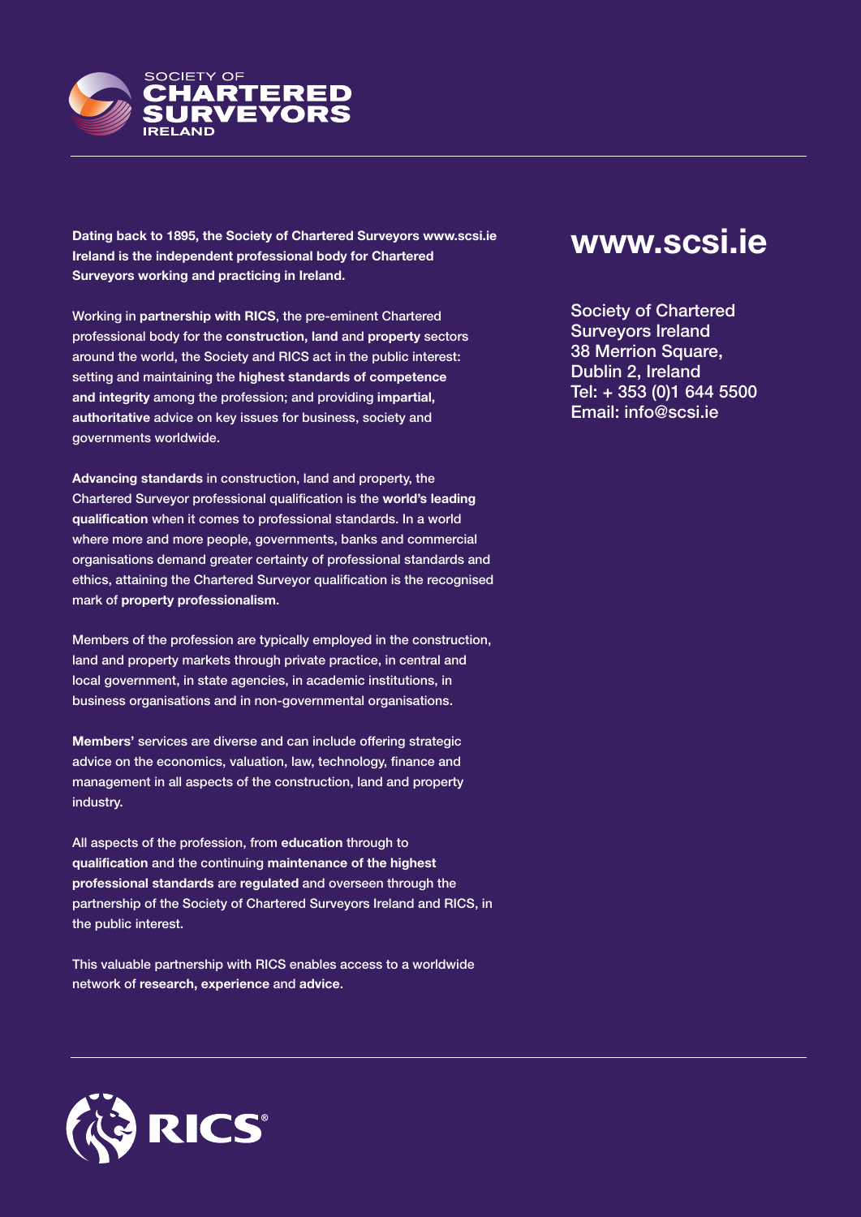SOCIETY OF
**CHARTERED SURVEYORS**
**IRELAND**

**Dating back to 1895, the Society of Chartered Surveyors www.scsi.ie Ireland is the independent professional body for Chartered Surveyors working and practicing in Ireland.**

Working in **partnership with RICS**, the pre-eminent Chartered professional body for the **construction, land** and **property** sectors around the world, the Society and RICS act in the public interest: setting and maintaining the **highest standards of competence and integrity** among the profession; and providing **impartial, authoritative** advice on key issues for business, society and governments worldwide.

**Advancing standards** in construction, land and property, the Chartered Surveyor professional qualification is the **world's leading qualification** when it comes to professional standards. In a world where more and more people, governments, banks and commercial organisations demand greater certainty of professional standards and ethics, attaining the Chartered Surveyor qualification is the recognised mark of **property professionalism**.

Members of the profession are typically employed in the construction, land and property markets through private practice, in central and local government, in state agencies, in academic institutions, in business organisations and in non-governmental organisations.

**Members'** services are diverse and can include offering strategic advice on the economics, valuation, law, technology, finance and management in all aspects of the construction, land and property industry.

All aspects of the profession, from **education** through to **qualification** and the continuing **maintenance of the highest professional standards** are **regulated** and overseen through the partnership of the Society of Chartered Surveyors Ireland and RICS, in the public interest.

This valuable partnership with RICS enables access to a worldwide network of **research, experience** and **advice**.

## www.scsi.ie

Society of Chartered Surveyors Ireland
38 Merrion Square,
Dublin 2, Ireland
Tel: + 353 (0)1 644 5500
Email: info@scsi.ie

RICS®